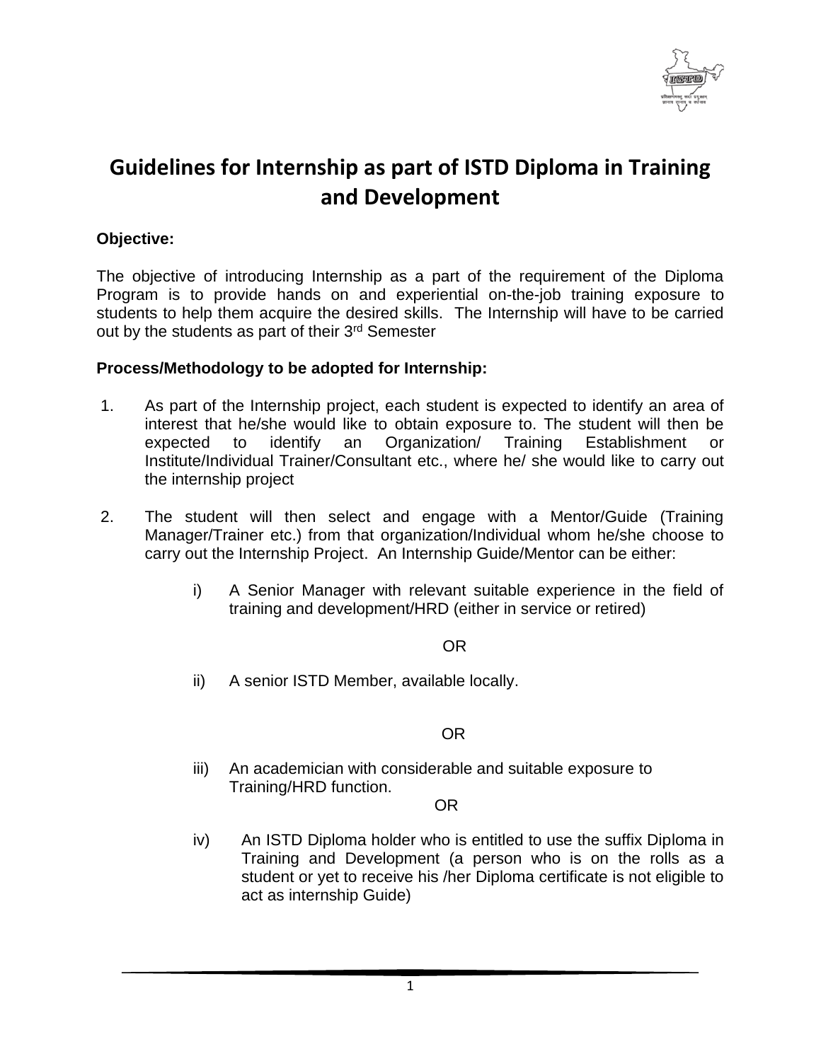# Guidelines for Internship as part of ISTD Diploma in Training and Development

**Objective:**

The objective of introducing Internship as a part of the requirement of the Diploma Program is to provide hands on and experiential on-the-job training exposure to students to help them acquire the desired skills. The Internship will have to be carried out by the students as part of their 3rd Semester

**Process/Methodology to be adopted for Internship:**

1. As part of the Internship project, each student is expected to identify an area of interest that he/she would like to obtain exposure to. The student will then be expected to identify an Organization/ Training Establishment or Institute/Individual Trainer/Consultant etc., where he/ she would like to carry out the internship project

2. The student will then select and engage with a Mentor/Guide (Training Manager/Trainer etc.) from that organization/Individual whom he/she choose to carry out the Internship Project. An Internship Guide/Mentor can be either:

   i) A Senior Manager with relevant suitable experience in the field of training and development/HRD (either in service or retired)

   OR

   ii) A senior ISTD Member, available locally.

   OR

   iii) An academician with considerable and suitable exposure to Training/HRD function.

   OR

   iv) An ISTD Diploma holder who is entitled to use the suffix Diploma in Training and Development (a person who is on the rolls as a student or yet to receive his /her Diploma certificate is not eligible to act as internship Guide)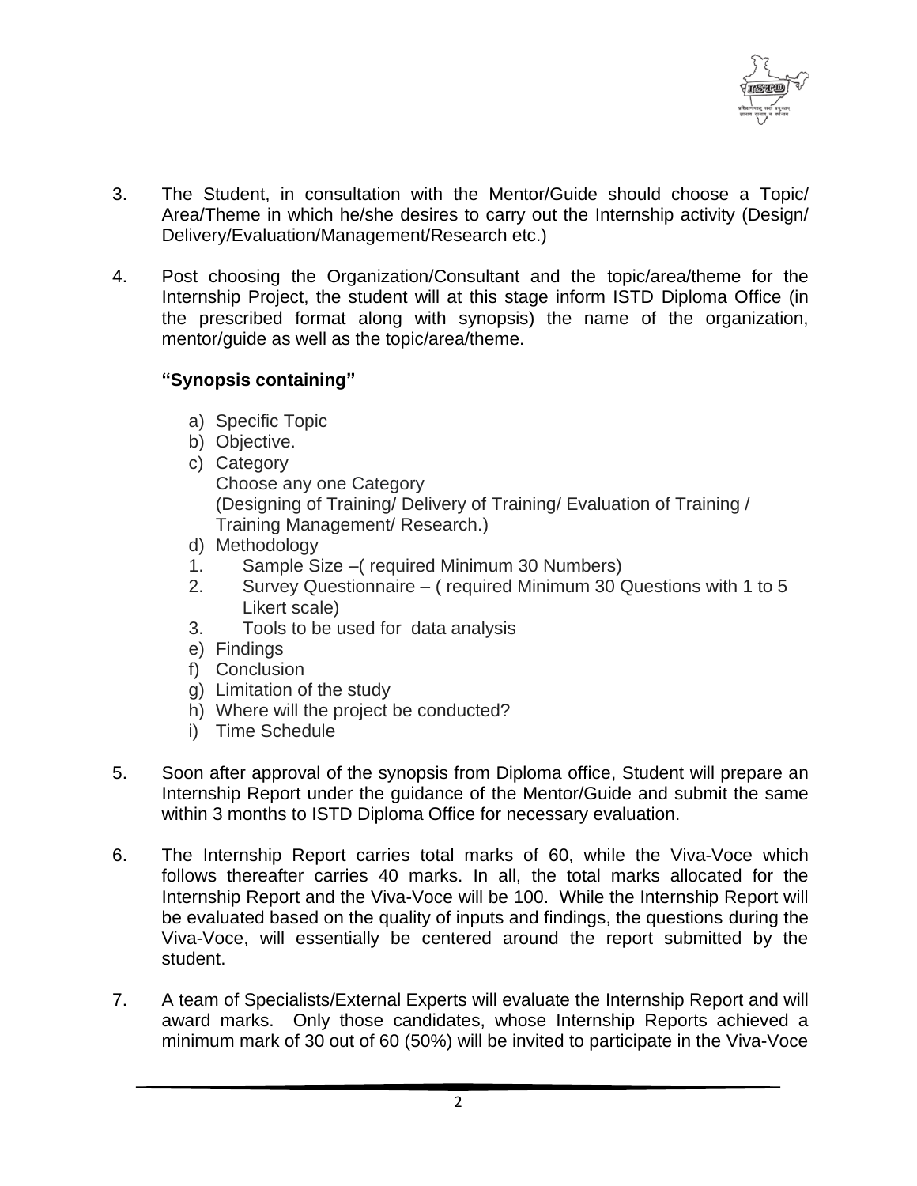3. The Student, in consultation with the Mentor/Guide should choose a Topic/ Area/Theme in which he/she desires to carry out the Internship activity (Design/ Delivery/Evaluation/Management/Research etc.)

4. Post choosing the Organization/Consultant and the topic/area/theme for the Internship Project, the student will at this stage inform ISTD Diploma Office (in the prescribed format along with synopsis) the name of the organization, mentor/guide as well as the topic/area/theme.

   **"Synopsis containing"**

   a) Specific Topic
   b) Objective.
   c) Category
      Choose any one Category
      (Designing of Training/ Delivery of Training/ Evaluation of Training / Training Management/ Research.)
   d) Methodology
      1. Sample Size –( required Minimum 30 Numbers)
      2. Survey Questionnaire – ( required Minimum 30 Questions with 1 to 5 Likert scale)
      3. Tools to be used for data analysis
   e) Findings
   f) Conclusion
   g) Limitation of the study
   h) Where will the project be conducted?
   i) Time Schedule

5. Soon after approval of the synopsis from Diploma office, Student will prepare an Internship Report under the guidance of the Mentor/Guide and submit the same within 3 months to ISTD Diploma Office for necessary evaluation.

6. The Internship Report carries total marks of 60, while the Viva-Voce which follows thereafter carries 40 marks. In all, the total marks allocated for the Internship Report and the Viva-Voce will be 100. While the Internship Report will be evaluated based on the quality of inputs and findings, the questions during the Viva-Voce, will essentially be centered around the report submitted by the student.

7. A team of Specialists/External Experts will evaluate the Internship Report and will award marks. Only those candidates, whose Internship Reports achieved a minimum mark of 30 out of 60 (50%) will be invited to participate in the Viva-Voce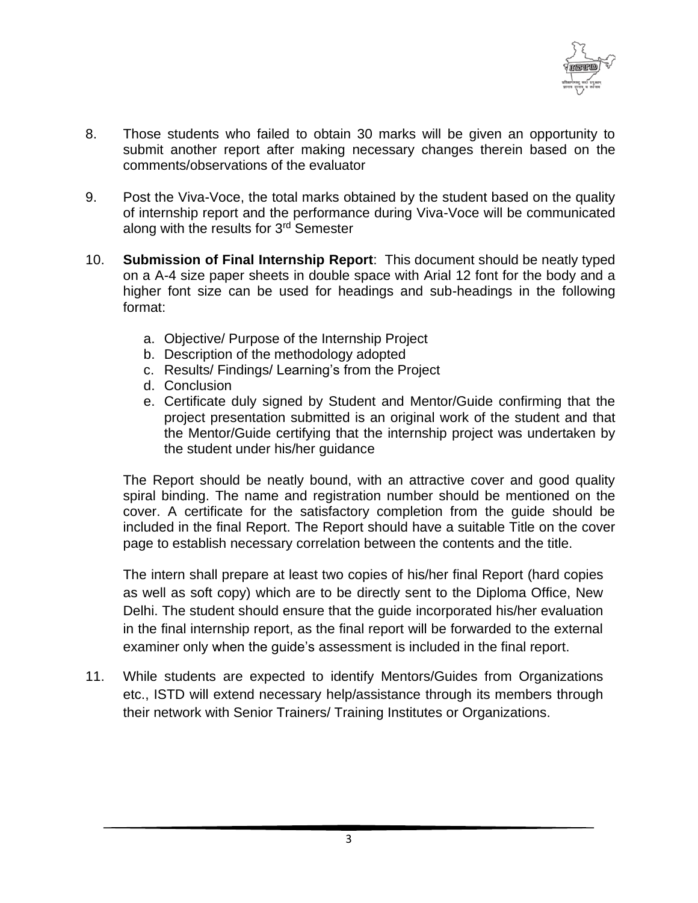8. Those students who failed to obtain 30 marks will be given an opportunity to submit another report after making necessary changes therein based on the comments/observations of the evaluator

9. Post the Viva-Voce, the total marks obtained by the student based on the quality of internship report and the performance during Viva-Voce will be communicated along with the results for 3rd Semester

10. **Submission of Final Internship Report**: This document should be neatly typed on a A-4 size paper sheets in double space with Arial 12 font for the body and a higher font size can be used for headings and sub-headings in the following format:

    a. Objective/ Purpose of the Internship Project
    b. Description of the methodology adopted
    c. Results/ Findings/ Learning's from the Project
    d. Conclusion
    e. Certificate duly signed by Student and Mentor/Guide confirming that the project presentation submitted is an original work of the student and that the Mentor/Guide certifying that the internship project was undertaken by the student under his/her guidance

    The Report should be neatly bound, with an attractive cover and good quality spiral binding. The name and registration number should be mentioned on the cover. A certificate for the satisfactory completion from the guide should be included in the final Report. The Report should have a suitable Title on the cover page to establish necessary correlation between the contents and the title.

    The intern shall prepare at least two copies of his/her final Report (hard copies as well as soft copy) which are to be directly sent to the Diploma Office, New Delhi. The student should ensure that the guide incorporated his/her evaluation in the final internship report, as the final report will be forwarded to the external examiner only when the guide's assessment is included in the final report.

11. While students are expected to identify Mentors/Guides from Organizations etc., ISTD will extend necessary help/assistance through its members through their network with Senior Trainers/ Training Institutes or Organizations.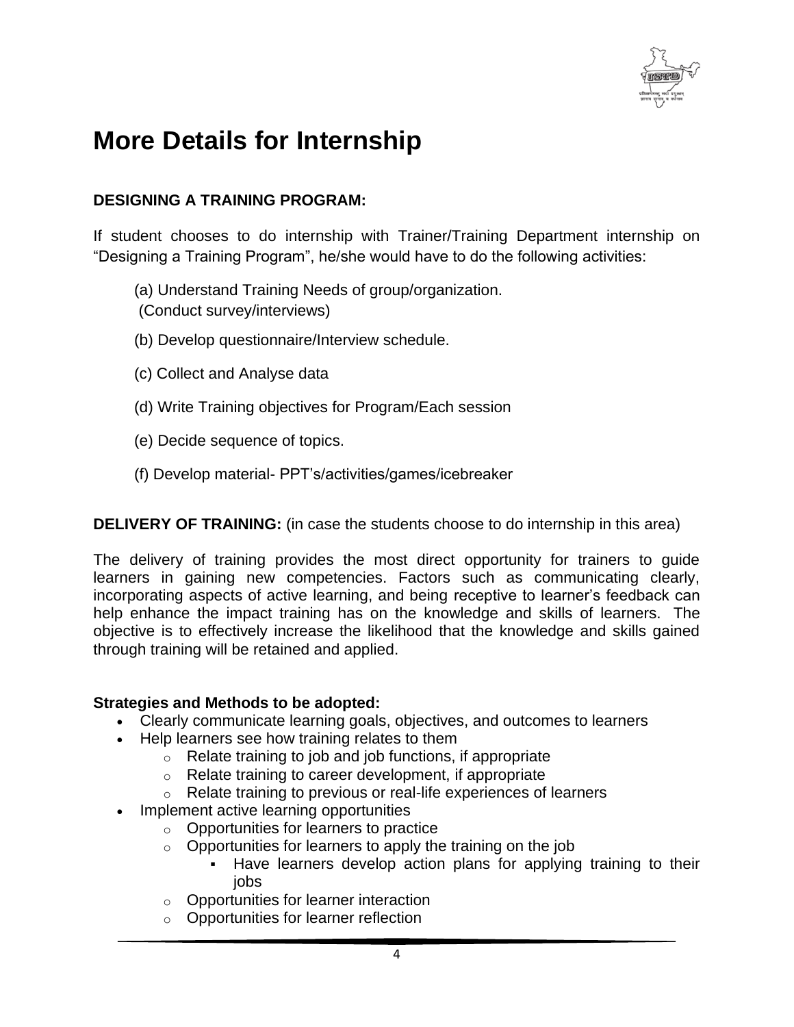# More Details for Internship

**DESIGNING A TRAINING PROGRAM:**

If student chooses to do internship with Trainer/Training Department internship on "Designing a Training Program", he/she would have to do the following activities:

(a) Understand Training Needs of group/organization.
(Conduct survey/interviews)

(b) Develop questionnaire/Interview schedule.

(c) Collect and Analyse data

(d) Write Training objectives for Program/Each session

(e) Decide sequence of topics.

(f) Develop material- PPT's/activities/games/icebreaker

**DELIVERY OF TRAINING:** (in case the students choose to do internship in this area)

The delivery of training provides the most direct opportunity for trainers to guide learners in gaining new competencies. Factors such as communicating clearly, incorporating aspects of active learning, and being receptive to learner's feedback can help enhance the impact training has on the knowledge and skills of learners. The objective is to effectively increase the likelihood that the knowledge and skills gained through training will be retained and applied.

**Strategies and Methods to be adopted:**

- Clearly communicate learning goals, objectives, and outcomes to learners
- Help learners see how training relates to them
  - Relate training to job and job functions, if appropriate
  - Relate training to career development, if appropriate
  - Relate training to previous or real-life experiences of learners
- Implement active learning opportunities
  - Opportunities for learners to practice
  - Opportunities for learners to apply the training on the job
    - Have learners develop action plans for applying training to their jobs
  - Opportunities for learner interaction
  - Opportunities for learner reflection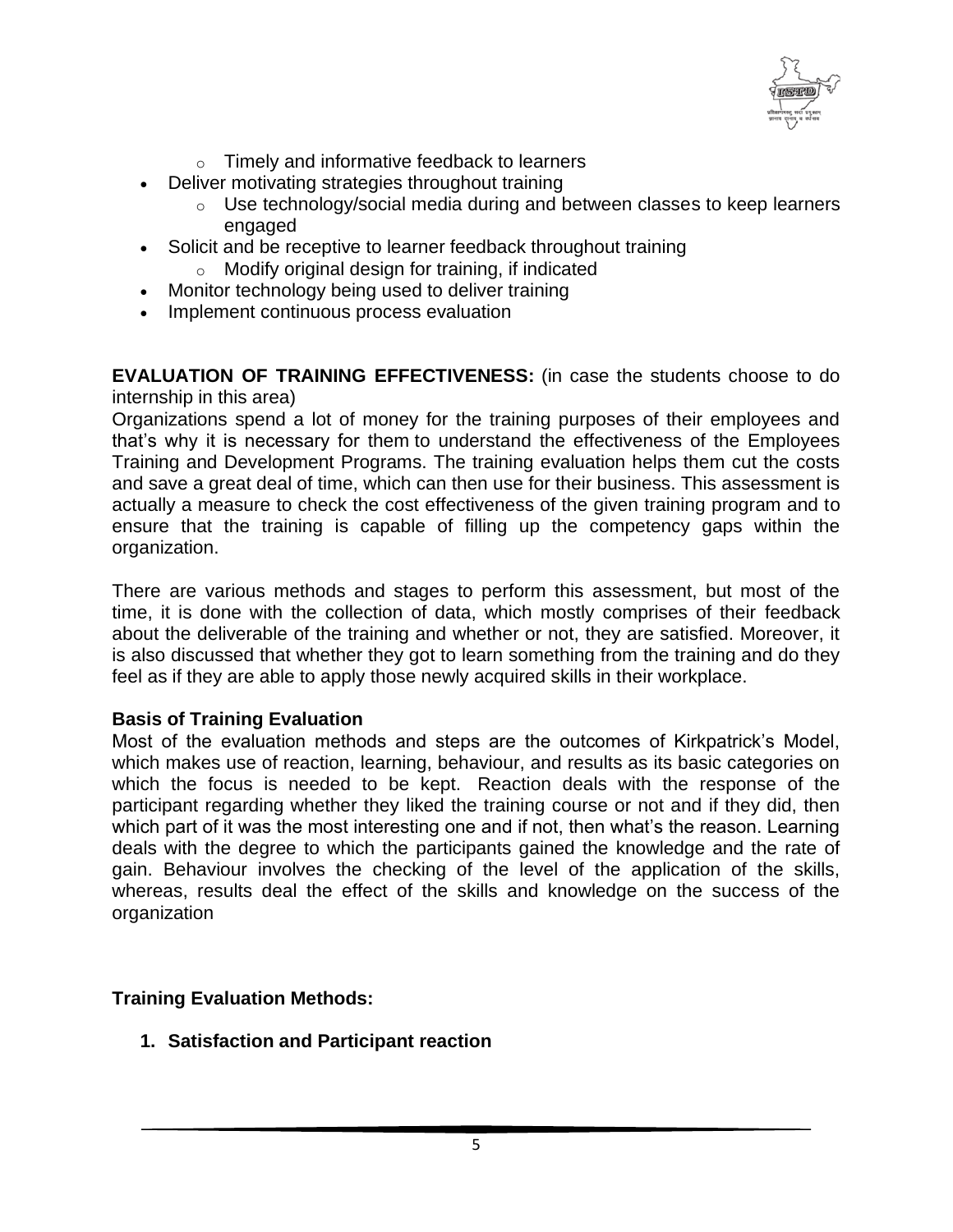- Timely and informative feedback to learners
- Deliver motivating strategies throughout training
  - Use technology/social media during and between classes to keep learners engaged
- Solicit and be receptive to learner feedback throughout training
  - Modify original design for training, if indicated
- Monitor technology being used to deliver training
- Implement continuous process evaluation

**EVALUATION OF TRAINING EFFECTIVENESS:** (in case the students choose to do internship in this area)

Organizations spend a lot of money for the training purposes of their employees and that's why it is necessary for them to understand the effectiveness of the Employees Training and Development Programs. The training evaluation helps them cut the costs and save a great deal of time, which can then use for their business. This assessment is actually a measure to check the cost effectiveness of the given training program and to ensure that the training is capable of filling up the competency gaps within the organization.

There are various methods and stages to perform this assessment, but most of the time, it is done with the collection of data, which mostly comprises of their feedback about the deliverable of the training and whether or not, they are satisfied. Moreover, it is also discussed that whether they got to learn something from the training and do they feel as if they are able to apply those newly acquired skills in their workplace.

**Basis of Training Evaluation**

Most of the evaluation methods and steps are the outcomes of Kirkpatrick's Model, which makes use of reaction, learning, behaviour, and results as its basic categories on which the focus is needed to be kept. Reaction deals with the response of the participant regarding whether they liked the training course or not and if they did, then which part of it was the most interesting one and if not, then what's the reason. Learning deals with the degree to which the participants gained the knowledge and the rate of gain. Behaviour involves the checking of the level of the application of the skills, whereas, results deal the effect of the skills and knowledge on the success of the organization

**Training Evaluation Methods:**

1. **Satisfaction and Participant reaction**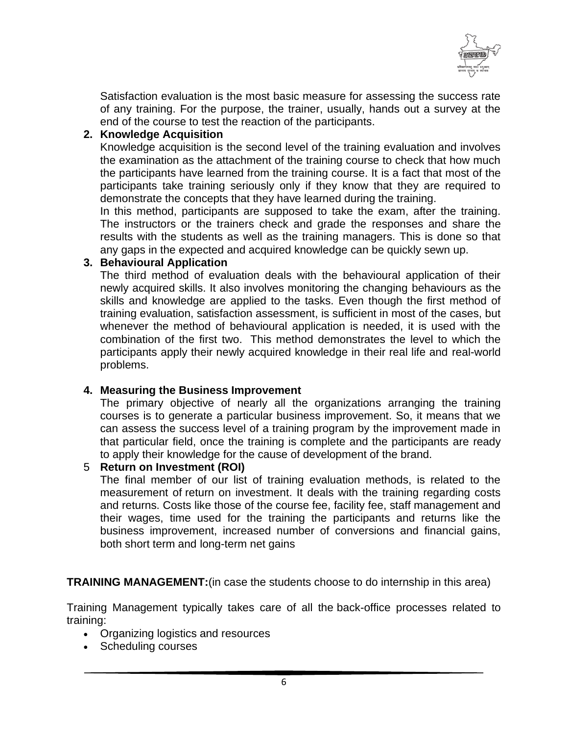Satisfaction evaluation is the most basic measure for assessing the success rate of any training. For the purpose, the trainer, usually, hands out a survey at the end of the course to test the reaction of the participants.

**2. Knowledge Acquisition**

Knowledge acquisition is the second level of the training evaluation and involves the examination as the attachment of the training course to check that how much the participants have learned from the training course. It is a fact that most of the participants take training seriously only if they know that they are required to demonstrate the concepts that they have learned during the training.

In this method, participants are supposed to take the exam, after the training. The instructors or the trainers check and grade the responses and share the results with the students as well as the training managers. This is done so that any gaps in the expected and acquired knowledge can be quickly sewn up.

**3. Behavioural Application**

The third method of evaluation deals with the behavioural application of their newly acquired skills. It also involves monitoring the changing behaviours as the skills and knowledge are applied to the tasks. Even though the first method of training evaluation, satisfaction assessment, is sufficient in most of the cases, but whenever the method of behavioural application is needed, it is used with the combination of the first two. This method demonstrates the level to which the participants apply their newly acquired knowledge in their real life and real-world problems.

**4. Measuring the Business Improvement**

The primary objective of nearly all the organizations arranging the training courses is to generate a particular business improvement. So, it means that we can assess the success level of a training program by the improvement made in that particular field, once the training is complete and the participants are ready to apply their knowledge for the cause of development of the brand.

5 **Return on Investment (ROI)**

The final member of our list of training evaluation methods, is related to the measurement of return on investment. It deals with the training regarding costs and returns. Costs like those of the course fee, facility fee, staff management and their wages, time used for the training the participants and returns like the business improvement, increased number of conversions and financial gains, both short term and long-term net gains

**TRAINING MANAGEMENT:**(in case the students choose to do internship in this area)

Training Management typically takes care of all the back-office processes related to training:

- Organizing logistics and resources
- Scheduling courses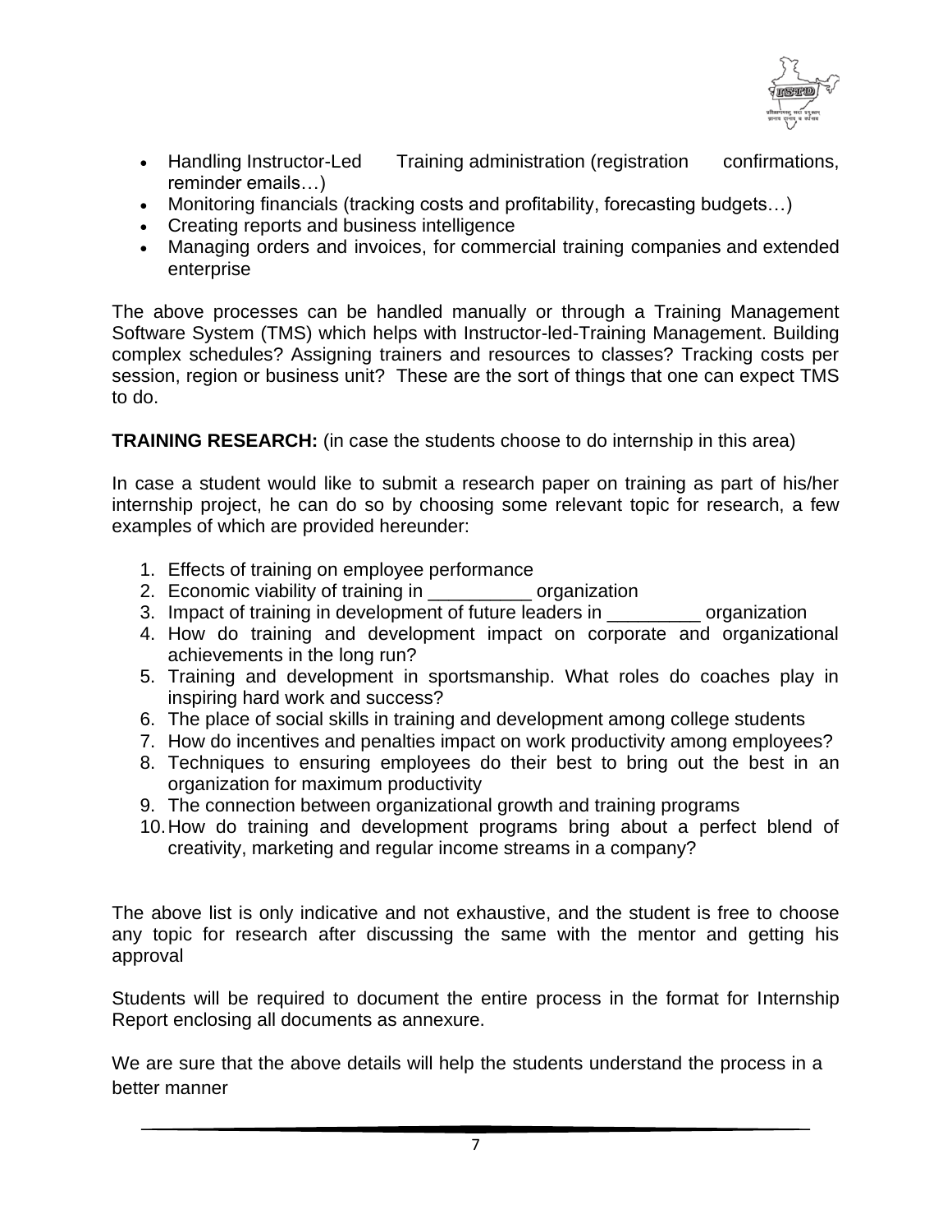- Handling Instructor-Led Training administration (registration confirmations, reminder emails…)
- Monitoring financials (tracking costs and profitability, forecasting budgets…)
- Creating reports and business intelligence
- Managing orders and invoices, for commercial training companies and extended enterprise

The above processes can be handled manually or through a Training Management Software System (TMS) which helps with Instructor-led-Training Management. Building complex schedules? Assigning trainers and resources to classes? Tracking costs per session, region or business unit? These are the sort of things that one can expect TMS to do.

**TRAINING RESEARCH:** (in case the students choose to do internship in this area)

In case a student would like to submit a research paper on training as part of his/her internship project, he can do so by choosing some relevant topic for research, a few examples of which are provided hereunder:

1. Effects of training on employee performance
2. Economic viability of training in __________ organization
3. Impact of training in development of future leaders in _________ organization
4. How do training and development impact on corporate and organizational achievements in the long run?
5. Training and development in sportsmanship. What roles do coaches play in inspiring hard work and success?
6. The place of social skills in training and development among college students
7. How do incentives and penalties impact on work productivity among employees?
8. Techniques to ensuring employees do their best to bring out the best in an organization for maximum productivity
9. The connection between organizational growth and training programs
10. How do training and development programs bring about a perfect blend of creativity, marketing and regular income streams in a company?

The above list is only indicative and not exhaustive, and the student is free to choose any topic for research after discussing the same with the mentor and getting his approval

Students will be required to document the entire process in the format for Internship Report enclosing all documents as annexure.

We are sure that the above details will help the students understand the process in a better manner